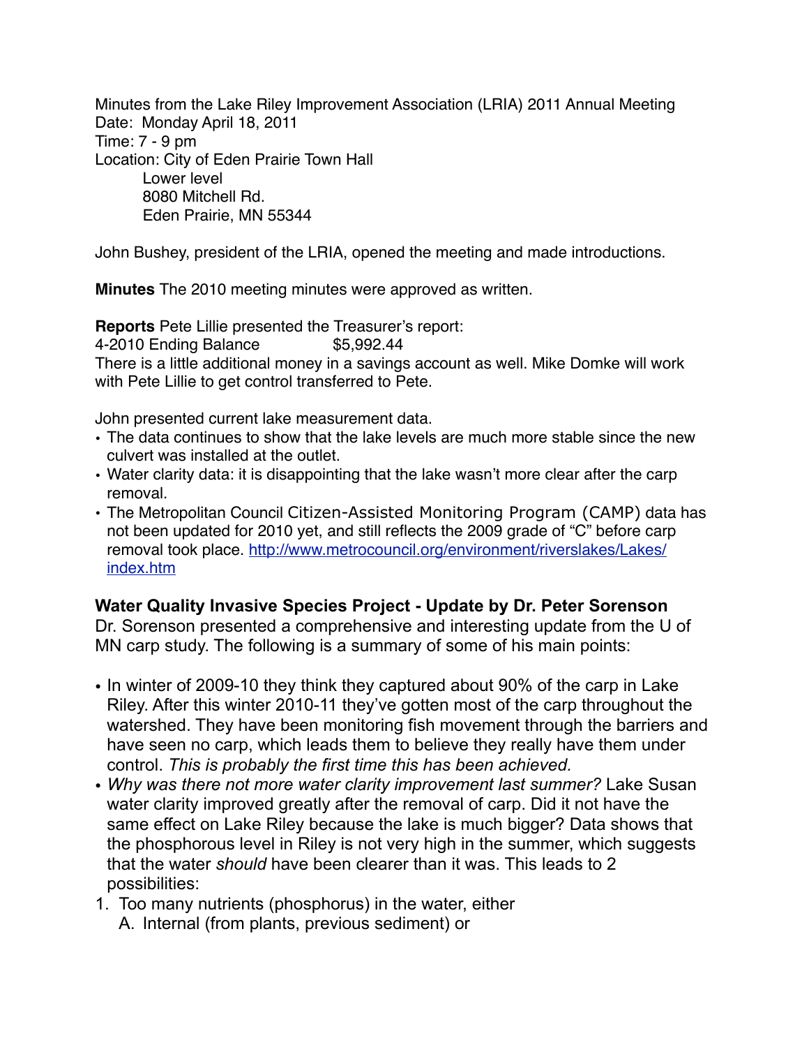Minutes from the Lake Riley Improvement Association (LRIA) 2011 Annual Meeting
Date: Monday April 18, 2011
Time: 7 - 9 pm
Location: City of Eden Prairie Town Hall
Lower level
8080 Mitchell Rd.
Eden Prairie, MN 55344

John Bushey, president of the LRIA, opened the meeting and made introductions.

**Minutes** The 2010 meeting minutes were approved as written.

**Reports** Pete Lillie presented the Treasurer's report:
4-2010 Ending Balance $5,992.44
There is a little additional money in a savings account as well. Mike Domke will work with Pete Lillie to get control transferred to Pete.

John presented current lake measurement data.

- The data continues to show that the lake levels are much more stable since the new culvert was installed at the outlet.
- Water clarity data: it is disappointing that the lake wasn't more clear after the carp removal.
- The Metropolitan Council Citizen-Assisted Monitoring Program (CAMP) data has not been updated for 2010 yet, and still reflects the 2009 grade of "C" before carp removal took place. http://www.metrocouncil.org/environment/riverslakes/Lakes/index.htm

**Water Quality Invasive Species Project - Update by Dr. Peter Sorenson**
Dr. Sorenson presented a comprehensive and interesting update from the U of MN carp study. The following is a summary of some of his main points:

- In winter of 2009-10 they think they captured about 90% of the carp in Lake Riley. After this winter 2010-11 they've gotten most of the carp throughout the watershed. They have been monitoring fish movement through the barriers and have seen no carp, which leads them to believe they really have them under control. *This is probably the first time this has been achieved.*
- *Why was there not more water clarity improvement last summer?* Lake Susan water clarity improved greatly after the removal of carp. Did it not have the same effect on Lake Riley because the lake is much bigger? Data shows that the phosphorous level in Riley is not very high in the summer, which suggests that the water *should* have been clearer than it was. This leads to 2 possibilities:

1. Too many nutrients (phosphorus) in the water, either
   A. Internal (from plants, previous sediment) or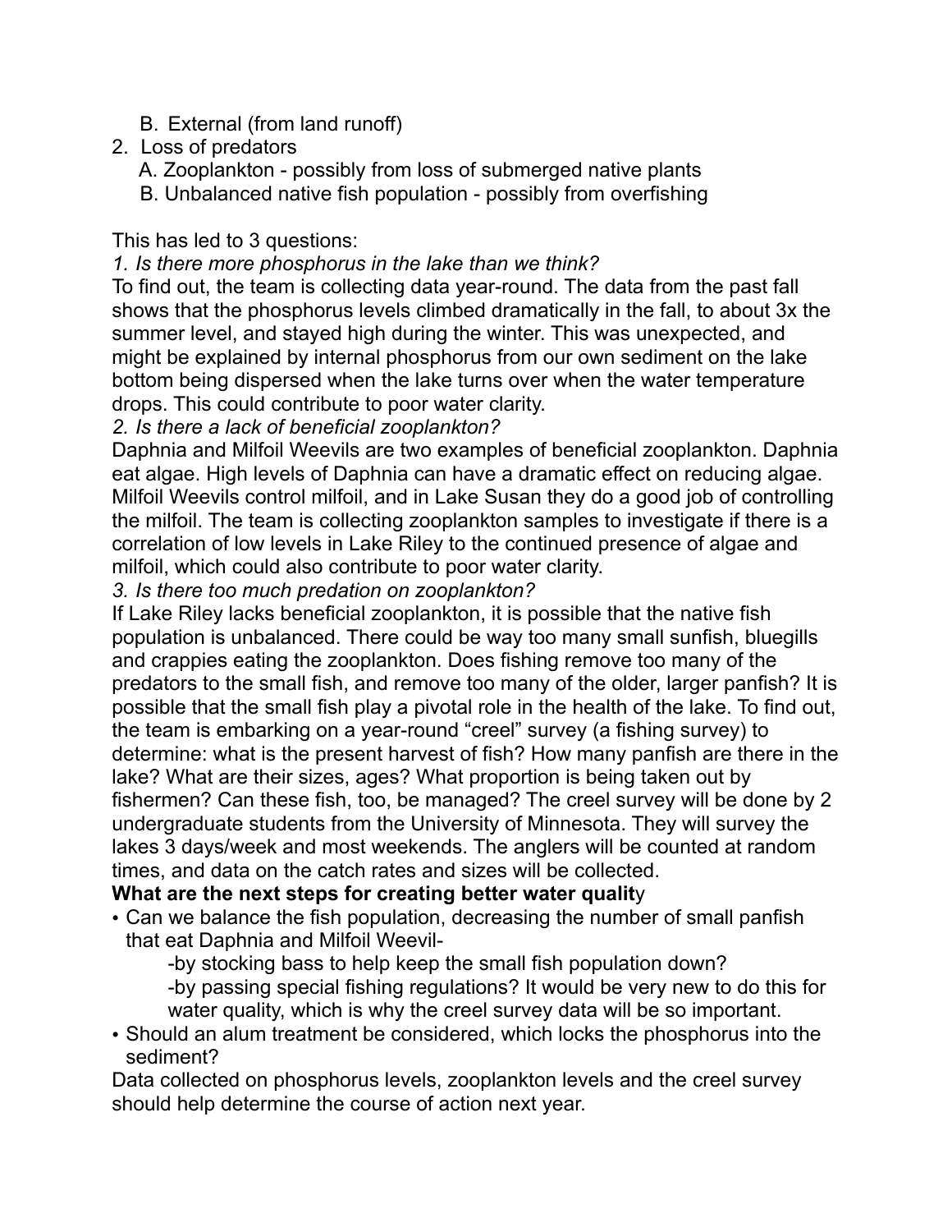B. External (from land runoff)

2. Loss of predators
   A. Zooplankton - possibly from loss of submerged native plants
   B. Unbalanced native fish population - possibly from overfishing

This has led to 3 questions:

*1. Is there more phosphorus in the lake than we think?*

To find out, the team is collecting data year-round. The data from the past fall shows that the phosphorus levels climbed dramatically in the fall, to about 3x the summer level, and stayed high during the winter. This was unexpected, and might be explained by internal phosphorus from our own sediment on the lake bottom being dispersed when the lake turns over when the water temperature drops. This could contribute to poor water clarity.

*2. Is there a lack of beneficial zooplankton?*

Daphnia and Milfoil Weevils are two examples of beneficial zooplankton. Daphnia eat algae. High levels of Daphnia can have a dramatic effect on reducing algae. Milfoil Weevils control milfoil, and in Lake Susan they do a good job of controlling the milfoil. The team is collecting zooplankton samples to investigate if there is a correlation of low levels in Lake Riley to the continued presence of algae and milfoil, which could also contribute to poor water clarity.

*3. Is there too much predation on zooplankton?*

If Lake Riley lacks beneficial zooplankton, it is possible that the native fish population is unbalanced. There could be way too many small sunfish, bluegills and crappies eating the zooplankton. Does fishing remove too many of the predators to the small fish, and remove too many of the older, larger panfish? It is possible that the small fish play a pivotal role in the health of the lake. To find out, the team is embarking on a year-round "creel" survey (a fishing survey) to determine: what is the present harvest of fish? How many panfish are there in the lake? What are their sizes, ages? What proportion is being taken out by fishermen? Can these fish, too, be managed? The creel survey will be done by 2 undergraduate students from the University of Minnesota. They will survey the lakes 3 days/week and most weekends. The anglers will be counted at random times, and data on the catch rates and sizes will be collected.

**What are the next steps for creating better water qualit**y

- Can we balance the fish population, decreasing the number of small panfish that eat Daphnia and Milfoil Weevil-
  - -by stocking bass to help keep the small fish population down?
  - -by passing special fishing regulations? It would be very new to do this for water quality, which is why the creel survey data will be so important.
- Should an alum treatment be considered, which locks the phosphorus into the sediment?

Data collected on phosphorus levels, zooplankton levels and the creel survey should help determine the course of action next year.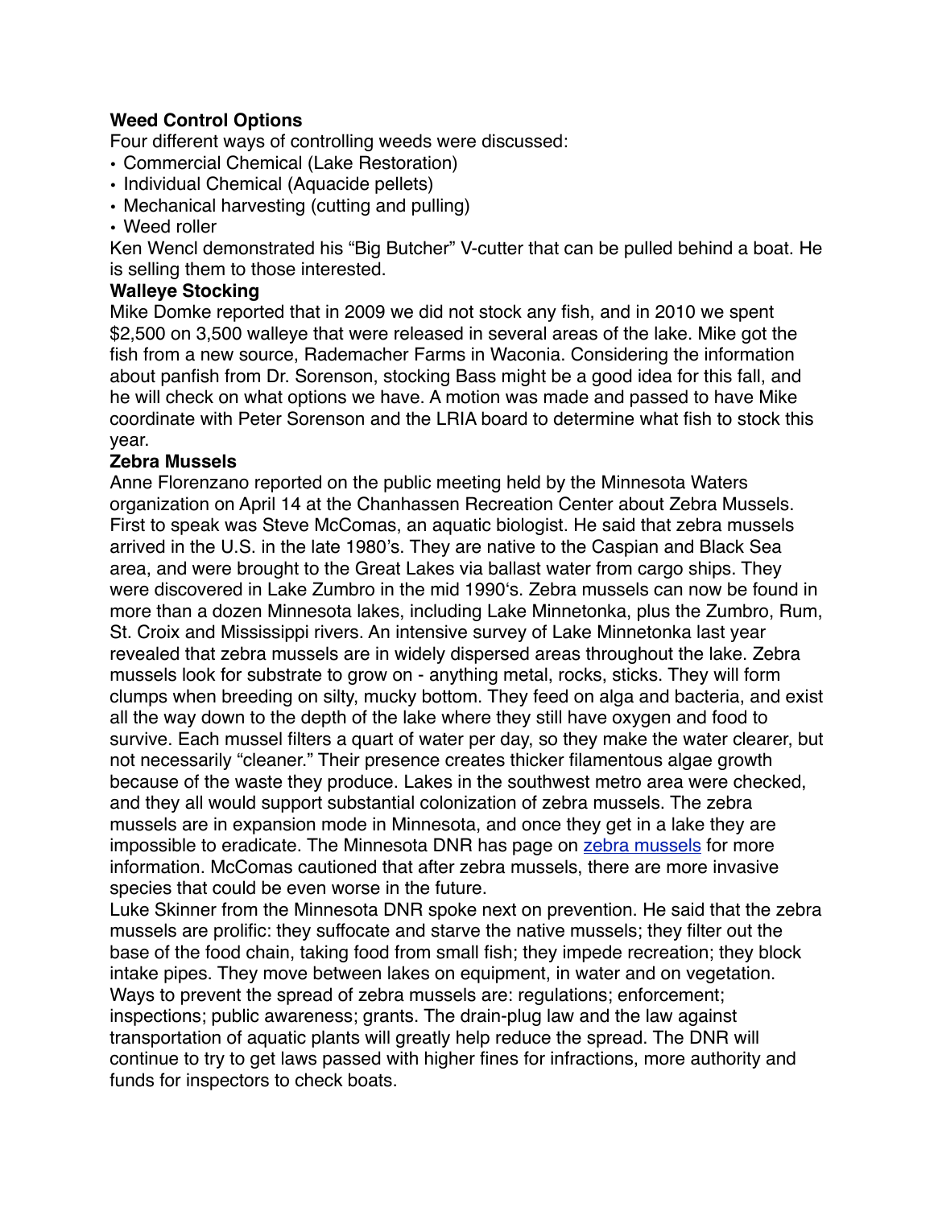**Weed Control Options**

Four different ways of controlling weeds were discussed:

- Commercial Chemical (Lake Restoration)
- Individual Chemical (Aquacide pellets)
- Mechanical harvesting (cutting and pulling)
- Weed roller

Ken Wencl demonstrated his "Big Butcher" V-cutter that can be pulled behind a boat. He is selling them to those interested.

**Walleye Stocking**

Mike Domke reported that in 2009 we did not stock any fish, and in 2010 we spent $2,500 on 3,500 walleye that were released in several areas of the lake. Mike got the fish from a new source, Rademacher Farms in Waconia. Considering the information about panfish from Dr. Sorenson, stocking Bass might be a good idea for this fall, and he will check on what options we have. A motion was made and passed to have Mike coordinate with Peter Sorenson and the LRIA board to determine what fish to stock this year.

**Zebra Mussels**

Anne Florenzano reported on the public meeting held by the Minnesota Waters organization on April 14 at the Chanhassen Recreation Center about Zebra Mussels. First to speak was Steve McComas, an aquatic biologist. He said that zebra mussels arrived in the U.S. in the late 1980's. They are native to the Caspian and Black Sea area, and were brought to the Great Lakes via ballast water from cargo ships. They were discovered in Lake Zumbro in the mid 1990's. Zebra mussels can now be found in more than a dozen Minnesota lakes, including Lake Minnetonka, plus the Zumbro, Rum, St. Croix and Mississippi rivers. An intensive survey of Lake Minnetonka last year revealed that zebra mussels are in widely dispersed areas throughout the lake. Zebra mussels look for substrate to grow on - anything metal, rocks, sticks. They will form clumps when breeding on silty, mucky bottom. They feed on alga and bacteria, and exist all the way down to the depth of the lake where they still have oxygen and food to survive. Each mussel filters a quart of water per day, so they make the water clearer, but not necessarily "cleaner." Their presence creates thicker filamentous algae growth because of the waste they produce. Lakes in the southwest metro area were checked, and they all would support substantial colonization of zebra mussels. The zebra mussels are in expansion mode in Minnesota, and once they get in a lake they are impossible to eradicate. The Minnesota DNR has page on zebra mussels for more information. McComas cautioned that after zebra mussels, there are more invasive species that could be even worse in the future.

Luke Skinner from the Minnesota DNR spoke next on prevention. He said that the zebra mussels are prolific: they suffocate and starve the native mussels; they filter out the base of the food chain, taking food from small fish; they impede recreation; they block intake pipes. They move between lakes on equipment, in water and on vegetation. Ways to prevent the spread of zebra mussels are: regulations; enforcement; inspections; public awareness; grants. The drain-plug law and the law against transportation of aquatic plants will greatly help reduce the spread. The DNR will continue to try to get laws passed with higher fines for infractions, more authority and funds for inspectors to check boats.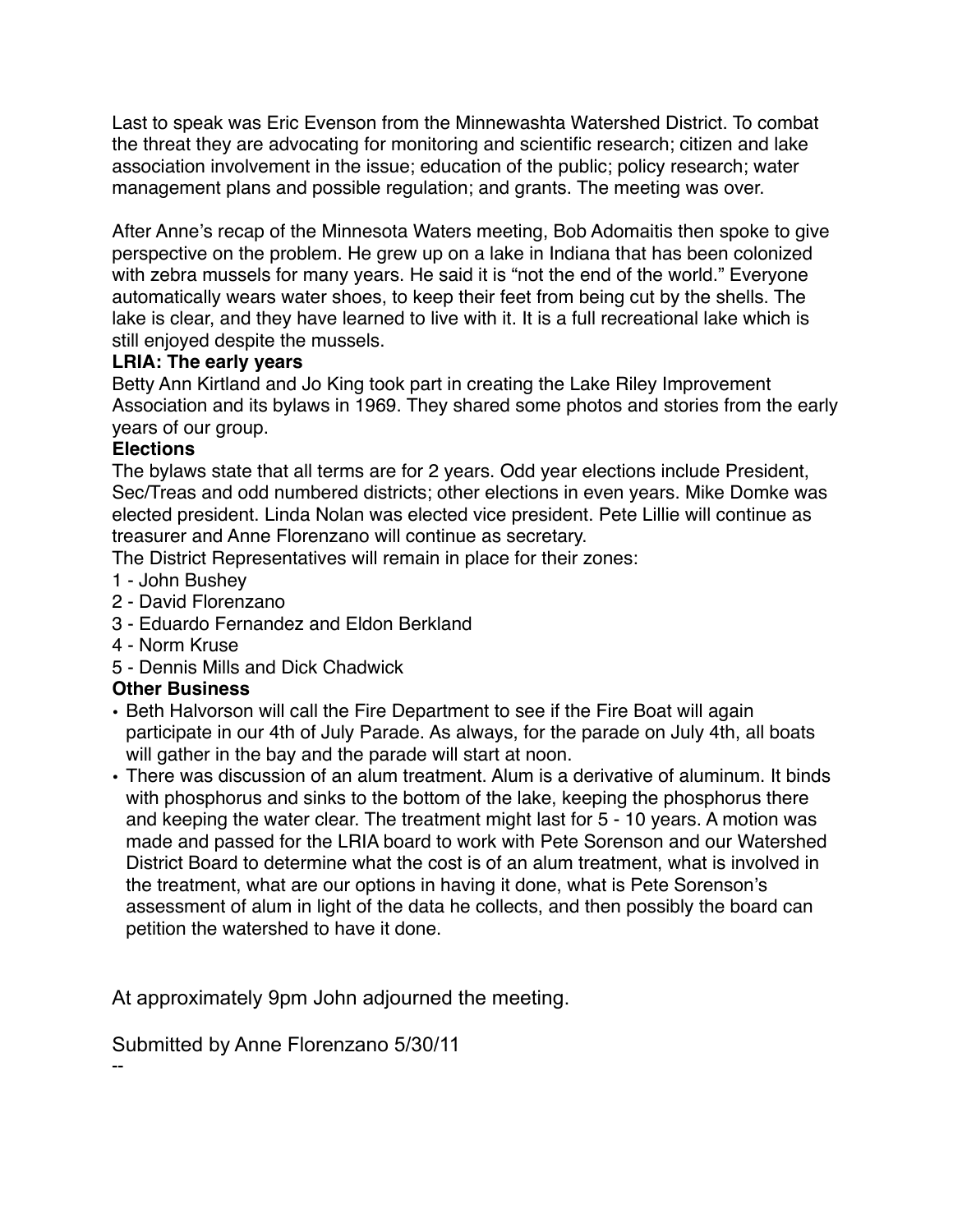Last to speak was Eric Evenson from the Minnewashta Watershed District. To combat the threat they are advocating for monitoring and scientific research; citizen and lake association involvement in the issue; education of the public; policy research; water management plans and possible regulation; and grants. The meeting was over.

After Anne's recap of the Minnesota Waters meeting, Bob Adomaitis then spoke to give perspective on the problem. He grew up on a lake in Indiana that has been colonized with zebra mussels for many years. He said it is "not the end of the world." Everyone automatically wears water shoes, to keep their feet from being cut by the shells. The lake is clear, and they have learned to live with it. It is a full recreational lake which is still enjoyed despite the mussels.

**LRIA: The early years**

Betty Ann Kirtland and Jo King took part in creating the Lake Riley Improvement Association and its bylaws in 1969. They shared some photos and stories from the early years of our group.

**Elections**

The bylaws state that all terms are for 2 years. Odd year elections include President, Sec/Treas and odd numbered districts; other elections in even years. Mike Domke was elected president. Linda Nolan was elected vice president. Pete Lillie will continue as treasurer and Anne Florenzano will continue as secretary.

The District Representatives will remain in place for their zones:

1 - John Bushey
2 - David Florenzano
3 - Eduardo Fernandez and Eldon Berkland
4 - Norm Kruse
5 - Dennis Mills and Dick Chadwick

**Other Business**

- Beth Halvorson will call the Fire Department to see if the Fire Boat will again participate in our 4th of July Parade. As always, for the parade on July 4th, all boats will gather in the bay and the parade will start at noon.
- There was discussion of an alum treatment. Alum is a derivative of aluminum. It binds with phosphorus and sinks to the bottom of the lake, keeping the phosphorus there and keeping the water clear. The treatment might last for 5 - 10 years. A motion was made and passed for the LRIA board to work with Pete Sorenson and our Watershed District Board to determine what the cost is of an alum treatment, what is involved in the treatment, what are our options in having it done, what is Pete Sorenson's assessment of alum in light of the data he collects, and then possibly the board can petition the watershed to have it done.

At approximately 9pm John adjourned the meeting.

Submitted by Anne Florenzano 5/30/11

--